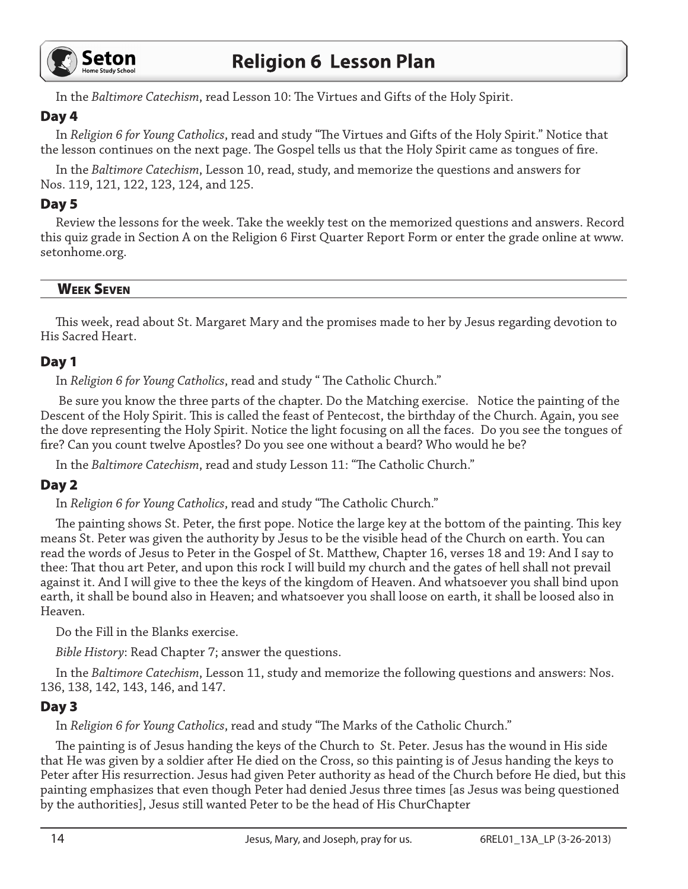In the *Baltimore Catechism*, read Lesson 10: The Virtues and Gifts of the Holy Spirit.

### Day 4

In *Religion 6 for Young Catholics*, read and study "The Virtues and Gifts of the Holy Spirit." Notice that the lesson continues on the next page. The Gospel tells us that the Holy Spirit came as tongues of fire.

In the *Baltimore Catechism*, Lesson 10, read, study, and memorize the questions and answers for Nos. 119, 121, 122, 123, 124, and 125.

### Day 5

Review the lessons for the week. Take the weekly test on the memorized questions and answers. Record this quiz grade in Section A on the Religion 6 First Quarter Report Form or enter the grade online at www.setonhome.org.

## Week Seven

This week, read about St. Margaret Mary and the promises made to her by Jesus regarding devotion to His Sacred Heart.

### Day 1

In *Religion 6 for Young Catholics*, read and study " The Catholic Church."

Be sure you know the three parts of the chapter. Do the Matching exercise. Notice the painting of the Descent of the Holy Spirit. This is called the feast of Pentecost, the birthday of the Church. Again, you see the dove representing the Holy Spirit. Notice the light focusing on all the faces. Do you see the tongues of fire? Can you count twelve Apostles? Do you see one without a beard? Who would he be?

In the *Baltimore Catechism*, read and study Lesson 11: "The Catholic Church."

### Day 2

In *Religion 6 for Young Catholics*, read and study "The Catholic Church."

The painting shows St. Peter, the first pope. Notice the large key at the bottom of the painting. This key means St. Peter was given the authority by Jesus to be the visible head of the Church on earth. You can read the words of Jesus to Peter in the Gospel of St. Matthew, Chapter 16, verses 18 and 19: And I say to thee: That thou art Peter, and upon this rock I will build my church and the gates of hell shall not prevail against it. And I will give to thee the keys of the kingdom of Heaven. And whatsoever you shall bind upon earth, it shall be bound also in Heaven; and whatsoever you shall loose on earth, it shall be loosed also in Heaven.

Do the Fill in the Blanks exercise.

*Bible History*: Read Chapter 7; answer the questions.

In the *Baltimore Catechism*, Lesson 11, study and memorize the following questions and answers: Nos. 136, 138, 142, 143, 146, and 147.

### Day 3

In *Religion 6 for Young Catholics*, read and study "The Marks of the Catholic Church."

The painting is of Jesus handing the keys of the Church to St. Peter. Jesus has the wound in His side that He was given by a soldier after He died on the Cross, so this painting is of Jesus handing the keys to Peter after His resurrection. Jesus had given Peter authority as head of the Church before He died, but this painting emphasizes that even though Peter had denied Jesus three times [as Jesus was being questioned by the authorities], Jesus still wanted Peter to be the head of His ChurChapter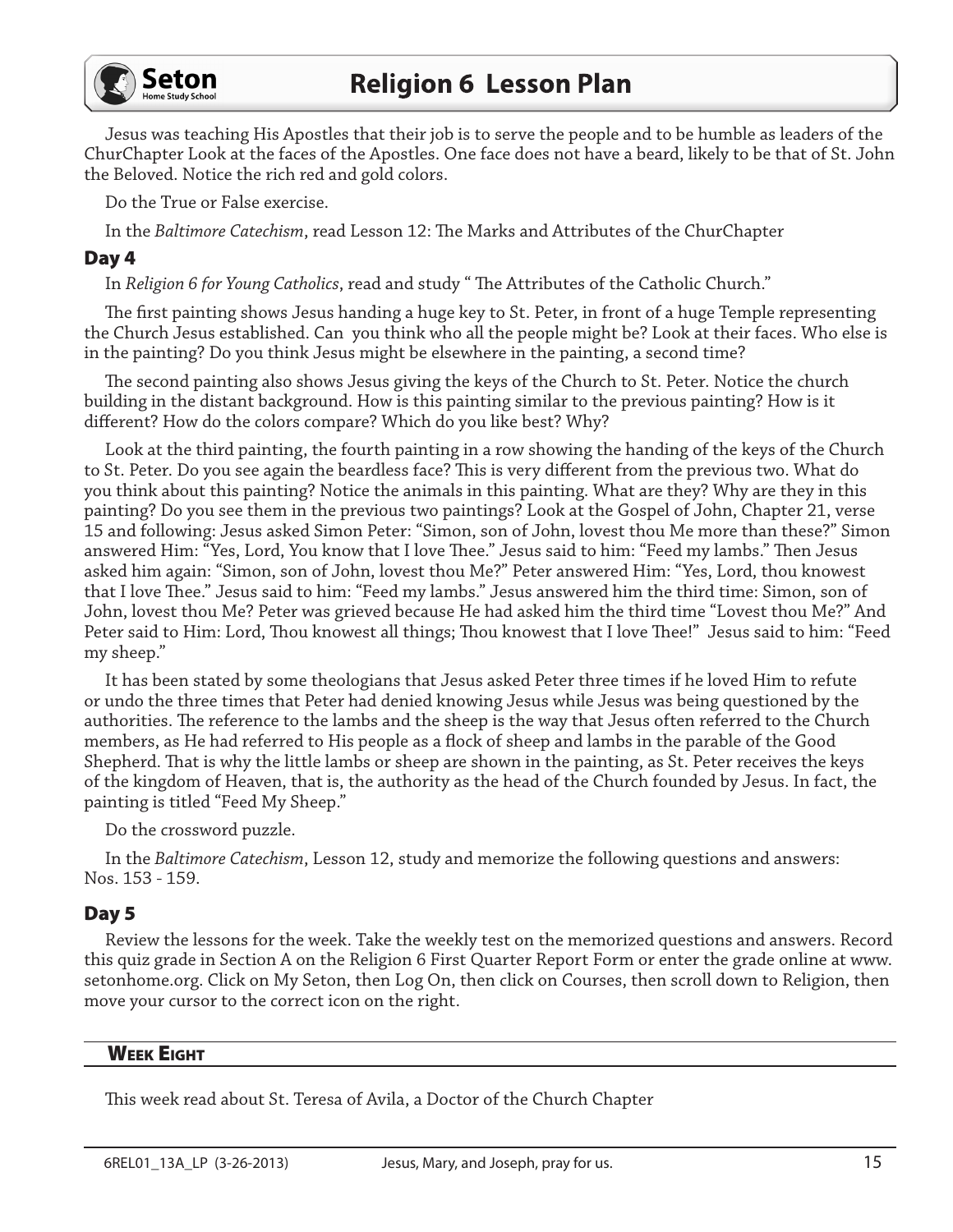Jesus was teaching His Apostles that their job is to serve the people and to be humble as leaders of the ChurChapter Look at the faces of the Apostles. One face does not have a beard, likely to be that of St. John the Beloved. Notice the rich red and gold colors.

Do the True or False exercise.

In the *Baltimore Catechism*, read Lesson 12: The Marks and Attributes of the ChurChapter

### Day 4

In *Religion 6 for Young Catholics*, read and study " The Attributes of the Catholic Church."

The first painting shows Jesus handing a huge key to St. Peter, in front of a huge Temple representing the Church Jesus established. Can you think who all the people might be? Look at their faces. Who else is in the painting? Do you think Jesus might be elsewhere in the painting, a second time?

The second painting also shows Jesus giving the keys of the Church to St. Peter. Notice the church building in the distant background. How is this painting similar to the previous painting? How is it different? How do the colors compare? Which do you like best? Why?

Look at the third painting, the fourth painting in a row showing the handing of the keys of the Church to St. Peter. Do you see again the beardless face? This is very different from the previous two. What do you think about this painting? Notice the animals in this painting. What are they? Why are they in this painting? Do you see them in the previous two paintings? Look at the Gospel of John, Chapter 21, verse 15 and following: Jesus asked Simon Peter: "Simon, son of John, lovest thou Me more than these?" Simon answered Him: "Yes, Lord, You know that I love Thee." Jesus said to him: "Feed my lambs." Then Jesus asked him again: "Simon, son of John, lovest thou Me?" Peter answered Him: "Yes, Lord, thou knowest that I love Thee." Jesus said to him: "Feed my lambs." Jesus answered him the third time: Simon, son of John, lovest thou Me? Peter was grieved because He had asked him the third time "Lovest thou Me?" And Peter said to Him: Lord, Thou knowest all things; Thou knowest that I love Thee!" Jesus said to him: "Feed my sheep."

It has been stated by some theologians that Jesus asked Peter three times if he loved Him to refute or undo the three times that Peter had denied knowing Jesus while Jesus was being questioned by the authorities. The reference to the lambs and the sheep is the way that Jesus often referred to the Church members, as He had referred to His people as a flock of sheep and lambs in the parable of the Good Shepherd. That is why the little lambs or sheep are shown in the painting, as St. Peter receives the keys of the kingdom of Heaven, that is, the authority as the head of the Church founded by Jesus. In fact, the painting is titled "Feed My Sheep."

Do the crossword puzzle.

In the *Baltimore Catechism*, Lesson 12, study and memorize the following questions and answers: Nos. 153 - 159.

### Day 5

Review the lessons for the week. Take the weekly test on the memorized questions and answers. Record this quiz grade in Section A on the Religion 6 First Quarter Report Form or enter the grade online at www.setonhome.org. Click on My Seton, then Log On, then click on Courses, then scroll down to Religion, then move your cursor to the correct icon on the right.

## Week Eight

This week read about St. Teresa of Avila, a Doctor of the Church Chapter